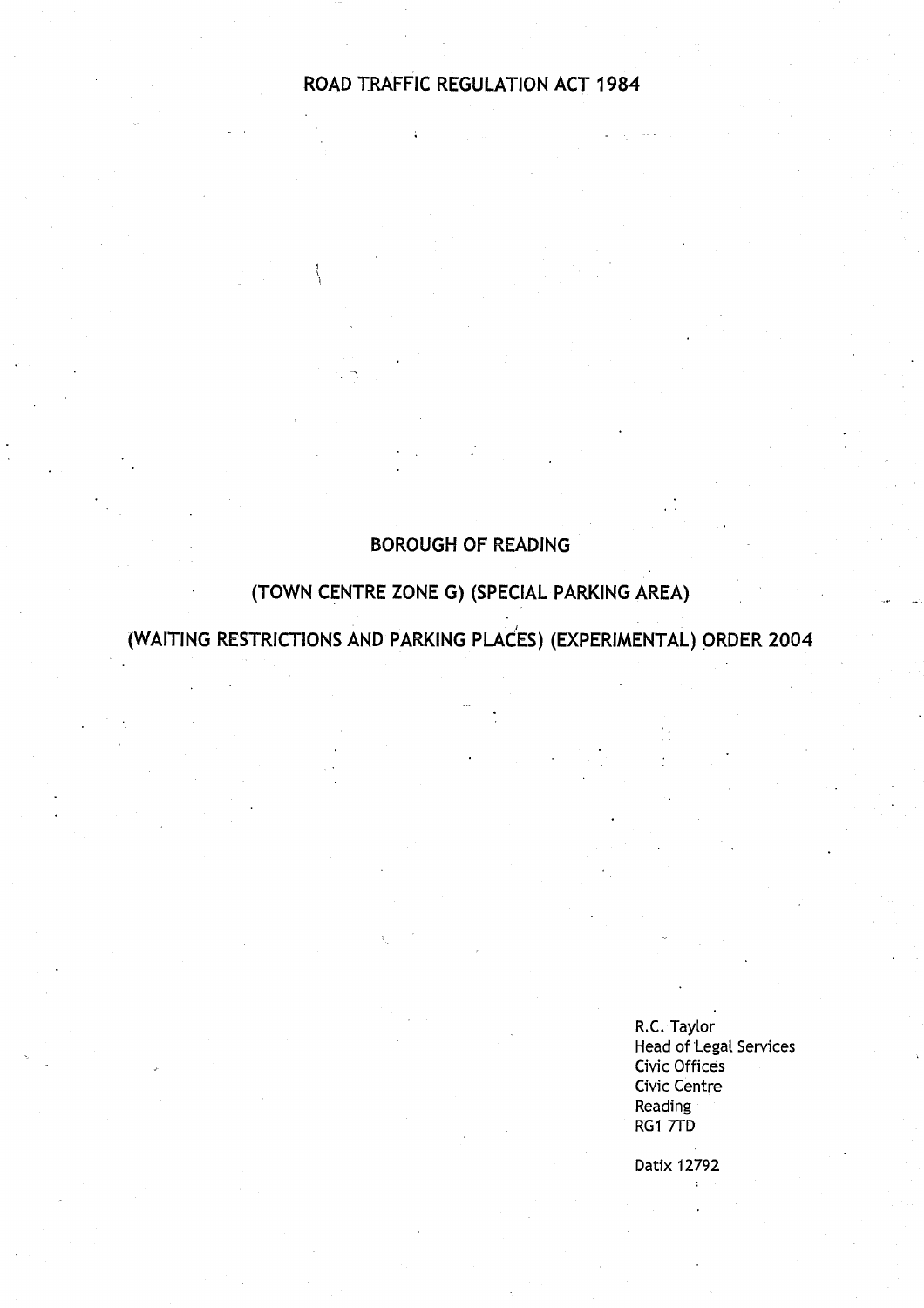# ROAD TRAFFIC REGULATION ACT 1984

## BOROUGH OF READING

## (TOWN CENTRE ZONE G) (SPECIAL PARKING AREA)

## (WAITING RESTRICTIONS AND PARKING PLACES) (EXPERIMENTAL) ORDER 2004

R.C. Taylor  
Head of Legal Services  
Civic Offices  
Civic Centre  
Reading  
RG1 7TD

Datix 12792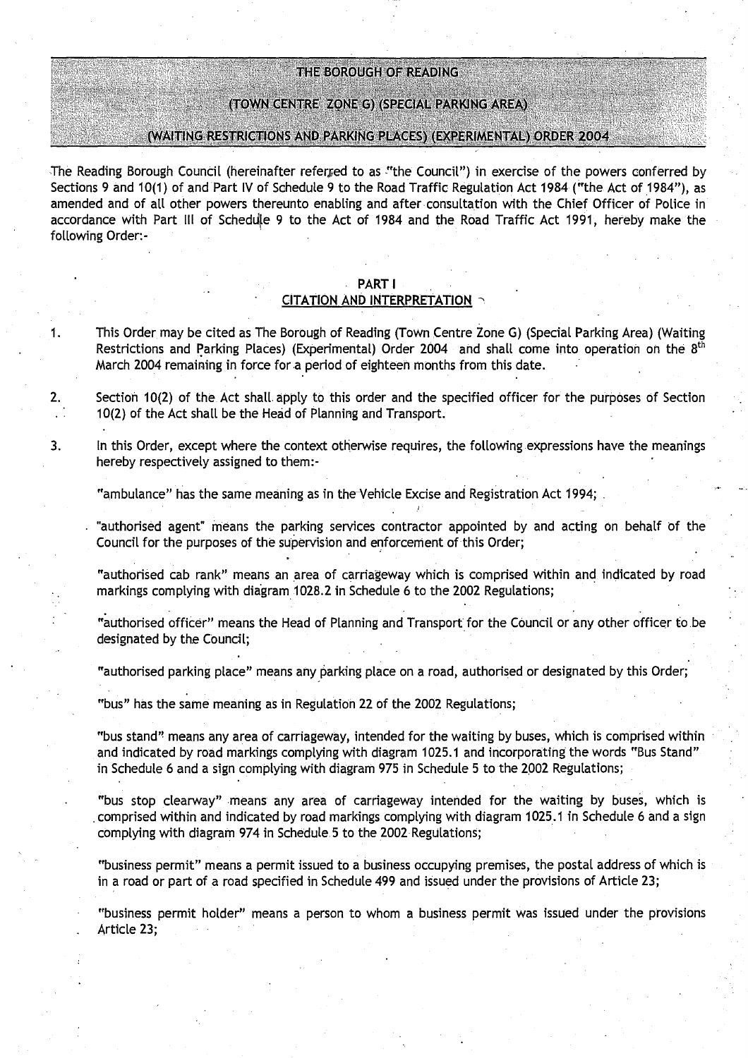# THE BOROUGH OF READING

## (TOWN CENTRE ZONE G) (SPECIAL PARKING AREA)

## (WAITING RESTRICTIONS AND PARKING PLACES) (EXPERIMENTAL) ORDER 2004

The Reading Borough Council (hereinafter referred to as "the Council") in exercise of the powers conferred by Sections 9 and 10(1) of and Part IV of Schedule 9 to the Road Traffic Regulation Act 1984 ("the Act of 1984"), as amended and of all other powers thereunto enabling and after consultation with the Chief Officer of Police in accordance with Part III of Schedule 9 to the Act of 1984 and the Road Traffic Act 1991, hereby make the following Order:-

### PART I
### CITATION AND INTERPRETATION

1. This Order may be cited as The Borough of Reading (Town Centre Zone G) (Special Parking Area) (Waiting Restrictions and Parking Places) (Experimental) Order 2004 and shall come into operation on the 8th March 2004 remaining in force for a period of eighteen months from this date.

2. Section 10(2) of the Act shall apply to this order and the specified officer for the purposes of Section 10(2) of the Act shall be the Head of Planning and Transport.

3. In this Order, except where the context otherwise requires, the following expressions have the meanings hereby respectively assigned to them:-

   "ambulance" has the same meaning as in the Vehicle Excise and Registration Act 1994;

   "authorised agent" means the parking services contractor appointed by and acting on behalf of the Council for the purposes of the supervision and enforcement of this Order;

   "authorised cab rank" means an area of carriageway which is comprised within and indicated by road markings complying with diagram 1028.2 in Schedule 6 to the 2002 Regulations;

   "authorised officer" means the Head of Planning and Transport for the Council or any other officer to be designated by the Council;

   "authorised parking place" means any parking place on a road, authorised or designated by this Order;

   "bus" has the same meaning as in Regulation 22 of the 2002 Regulations;

   "bus stand" means any area of carriageway, intended for the waiting by buses, which is comprised within and indicated by road markings complying with diagram 1025.1 and incorporating the words "Bus Stand" in Schedule 6 and a sign complying with diagram 975 in Schedule 5 to the 2002 Regulations;

   "bus stop clearway" means any area of carriageway intended for the waiting by buses, which is comprised within and indicated by road markings complying with diagram 1025.1 in Schedule 6 and a sign complying with diagram 974 in Schedule 5 to the 2002 Regulations;

   "business permit" means a permit issued to a business occupying premises, the postal address of which is in a road or part of a road specified in Schedule 499 and issued under the provisions of Article 23;

   "business permit holder" means a person to whom a business permit was issued under the provisions Article 23;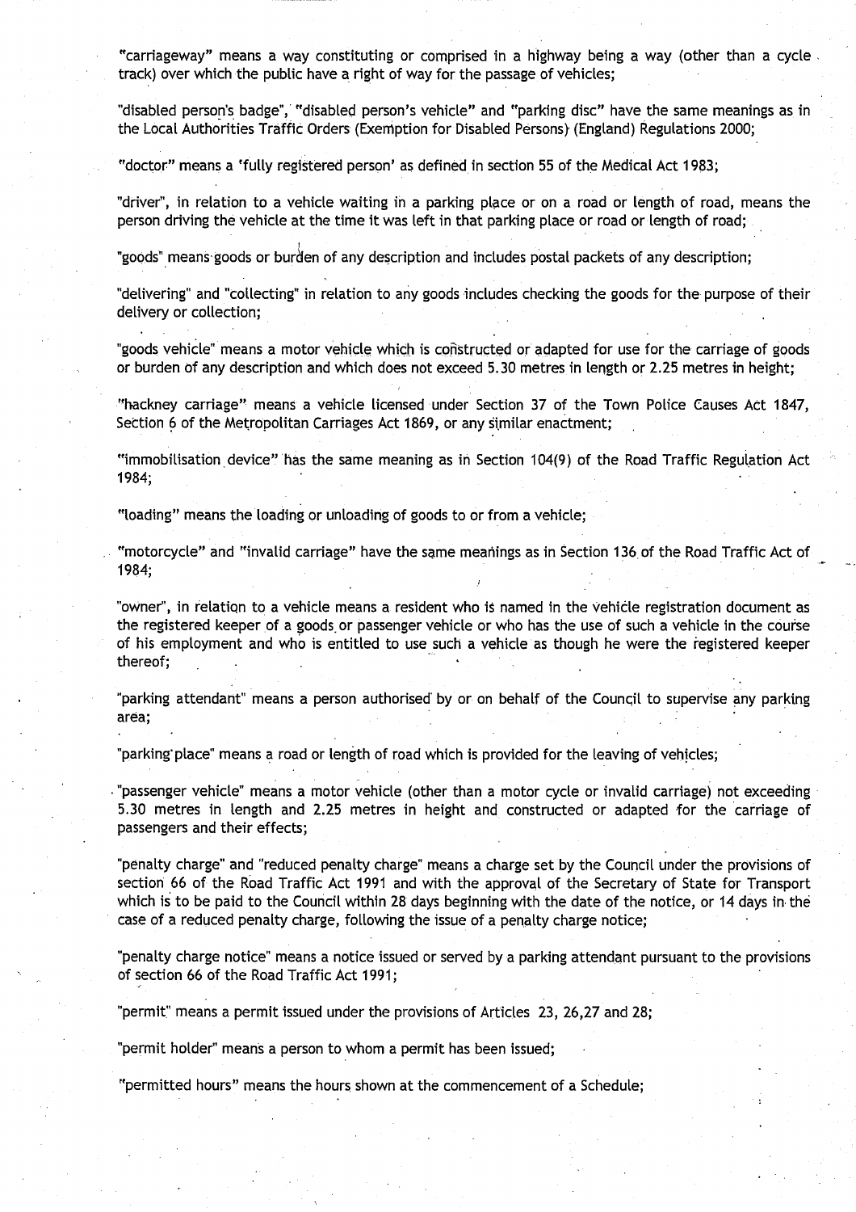"carriageway" means a way constituting or comprised in a highway being a way (other than a cycle track) over which the public have a right of way for the passage of vehicles;

"disabled person's badge", "disabled person's vehicle" and "parking disc" have the same meanings as in the Local Authorities Traffic Orders (Exemption for Disabled Persons) (England) Regulations 2000;

"doctor" means a 'fully registered person' as defined in section 55 of the Medical Act 1983;

"driver", in relation to a vehicle waiting in a parking place or on a road or length of road, means the person driving the vehicle at the time it was left in that parking place or road or length of road;

"goods" means goods or burden of any description and includes postal packets of any description;

"delivering" and "collecting" in relation to any goods includes checking the goods for the purpose of their delivery or collection;

"goods vehicle" means a motor vehicle which is constructed or adapted for use for the carriage of goods or burden of any description and which does not exceed 5.30 metres in length or 2.25 metres in height;

"hackney carriage" means a vehicle licensed under Section 37 of the Town Police Causes Act 1847, Section 6 of the Metropolitan Carriages Act 1869, or any similar enactment;

"immobilisation device" has the same meaning as in Section 104(9) of the Road Traffic Regulation Act 1984;

"loading" means the loading or unloading of goods to or from a vehicle;

"motorcycle" and "invalid carriage" have the same meanings as in Section 136 of the Road Traffic Act of 1984;

"owner", in relation to a vehicle means a resident who is named in the vehicle registration document as the registered keeper of a goods or passenger vehicle or who has the use of such a vehicle in the course of his employment and who is entitled to use such a vehicle as though he were the registered keeper thereof;

"parking attendant" means a person authorised by or on behalf of the Council to supervise any parking area;

"parking place" means a road or length of road which is provided for the leaving of vehicles;

"passenger vehicle" means a motor vehicle (other than a motor cycle or invalid carriage) not exceeding 5.30 metres in length and 2.25 metres in height and constructed or adapted for the carriage of passengers and their effects;

"penalty charge" and "reduced penalty charge" means a charge set by the Council under the provisions of section 66 of the Road Traffic Act 1991 and with the approval of the Secretary of State for Transport which is to be paid to the Council within 28 days beginning with the date of the notice, or 14 days in the case of a reduced penalty charge, following the issue of a penalty charge notice;

"penalty charge notice" means a notice issued or served by a parking attendant pursuant to the provisions of section 66 of the Road Traffic Act 1991;

"permit" means a permit issued under the provisions of Articles 23, 26,27 and 28;

"permit holder" means a person to whom a permit has been issued;

"permitted hours" means the hours shown at the commencement of a Schedule;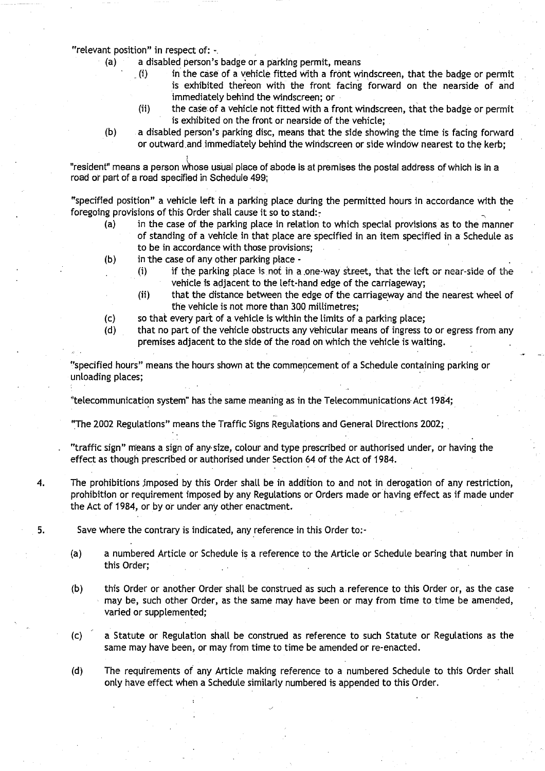"relevant position" in respect of: -

(a) a disabled person's badge or a parking permit, means
   (i) in the case of a vehicle fitted with a front windscreen, that the badge or permit is exhibited thereon with the front facing forward on the nearside of and immediately behind the windscreen; or
   (ii) the case of a vehicle not fitted with a front windscreen, that the badge or permit is exhibited on the front or nearside of the vehicle;

(b) a disabled person's parking disc, means that the side showing the time is facing forward or outward and immediately behind the windscreen or side window nearest to the kerb;

"resident" means a person whose usual place of abode is at premises the postal address of which is in a road or part of a road specified in Schedule 499;

"specified position" a vehicle left in a parking place during the permitted hours in accordance with the foregoing provisions of this Order shall cause it so to stand:-

(a) in the case of the parking place in relation to which special provisions as to the manner of standing of a vehicle in that place are specified in an item specified in a Schedule as to be in accordance with those provisions;

(b) in the case of any other parking place -
   (i) if the parking place is not in a one-way street, that the left or near-side of the vehicle is adjacent to the left-hand edge of the carriageway;
   (ii) that the distance between the edge of the carriageway and the nearest wheel of the vehicle is not more than 300 millimetres;

(c) so that every part of a vehicle is within the limits of a parking place;

(d) that no part of the vehicle obstructs any vehicular means of ingress to or egress from any premises adjacent to the side of the road on which the vehicle is waiting.

"specified hours" means the hours shown at the commencement of a Schedule containing parking or unloading places;

"telecommunication system" has the same meaning as in the Telecommunications Act 1984;

"The 2002 Regulations" means the Traffic Signs Regulations and General Directions 2002;

"traffic sign" means a sign of any size, colour and type prescribed or authorised under, or having the effect as though prescribed or authorised under Section 64 of the Act of 1984.

4. The prohibitions imposed by this Order shall be in addition to and not in derogation of any restriction, prohibition or requirement imposed by any Regulations or Orders made or having effect as if made under the Act of 1984, or by or under any other enactment.

5. Save where the contrary is indicated, any reference in this Order to:-

   (a) a numbered Article or Schedule is a reference to the Article or Schedule bearing that number in this Order;

   (b) this Order or another Order shall be construed as such a reference to this Order or, as the case may be, such other Order, as the same may have been or may from time to time be amended, varied or supplemented;

   (c) a Statute or Regulation shall be construed as reference to such Statute or Regulations as the same may have been, or may from time to time be amended or re-enacted.

   (d) The requirements of any Article making reference to a numbered Schedule to this Order shall only have effect when a Schedule similarly numbered is appended to this Order.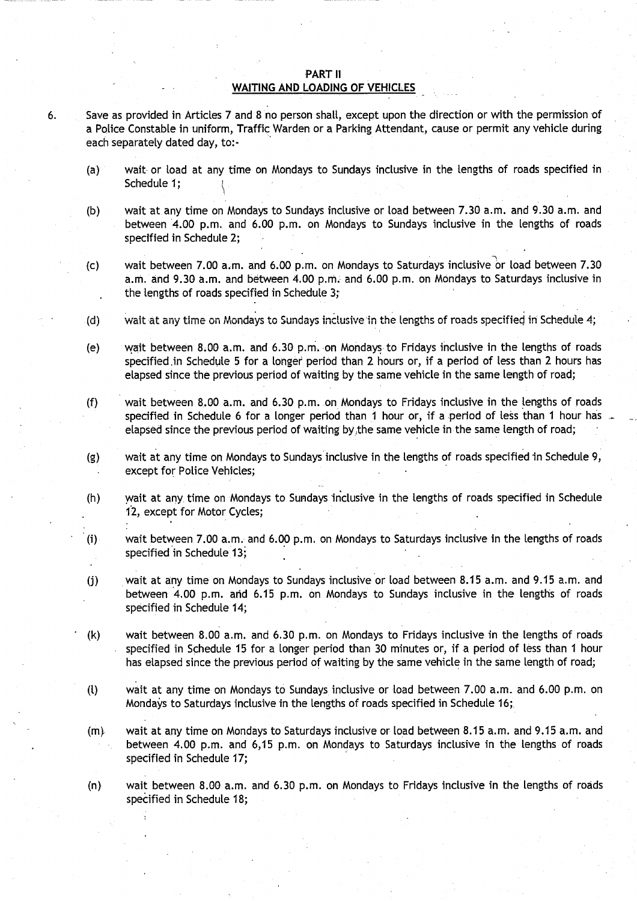## PART II
## WAITING AND LOADING OF VEHICLES

6. Save as provided in Articles 7 and 8 no person shall, except upon the direction or with the permission of a Police Constable in uniform, Traffic Warden or a Parking Attendant, cause or permit any vehicle during each separately dated day, to:-

   (a) wait or load at any time on Mondays to Sundays inclusive in the lengths of roads specified in Schedule 1;

   (b) wait at any time on Mondays to Sundays inclusive or load between 7.30 a.m. and 9.30 a.m. and between 4.00 p.m. and 6.00 p.m. on Mondays to Sundays inclusive in the lengths of roads specified in Schedule 2;

   (c) wait between 7.00 a.m. and 6.00 p.m. on Mondays to Saturdays inclusive or load between 7.30 a.m. and 9.30 a.m. and between 4.00 p.m. and 6.00 p.m. on Mondays to Saturdays inclusive in the lengths of roads specified in Schedule 3;

   (d) wait at any time on Mondays to Sundays inclusive in the lengths of roads specified in Schedule 4;

   (e) wait between 8.00 a.m. and 6.30 p.m. on Mondays to Fridays inclusive in the lengths of roads specified in Schedule 5 for a longer period than 2 hours or, if a period of less than 2 hours has elapsed since the previous period of waiting by the same vehicle in the same length of road;

   (f) wait between 8.00 a.m. and 6.30 p.m. on Mondays to Fridays inclusive in the lengths of roads specified in Schedule 6 for a longer period than 1 hour or, if a period of less than 1 hour has elapsed since the previous period of waiting by the same vehicle in the same length of road;

   (g) wait at any time on Mondays to Sundays inclusive in the lengths of roads specified in Schedule 9, except for Police Vehicles;

   (h) wait at any time on Mondays to Sundays inclusive in the lengths of roads specified in Schedule 12, except for Motor Cycles;

   (i) wait between 7.00 a.m. and 6.00 p.m. on Mondays to Saturdays inclusive in the lengths of roads specified in Schedule 13;

   (j) wait at any time on Mondays to Sundays inclusive or load between 8.15 a.m. and 9.15 a.m. and between 4.00 p.m. and 6.15 p.m. on Mondays to Sundays inclusive in the lengths of roads specified in Schedule 14;

   (k) wait between 8.00 a.m. and 6.30 p.m. on Mondays to Fridays inclusive in the lengths of roads specified in Schedule 15 for a longer period than 30 minutes or, if a period of less than 1 hour has elapsed since the previous period of waiting by the same vehicle in the same length of road;

   (l) wait at any time on Mondays to Sundays inclusive or load between 7.00 a.m. and 6.00 p.m. on Mondays to Saturdays inclusive in the lengths of roads specified in Schedule 16;

   (m) wait at any time on Mondays to Saturdays inclusive or load between 8.15 a.m. and 9.15 a.m. and between 4.00 p.m. and 6,15 p.m. on Mondays to Saturdays inclusive in the lengths of roads specified in Schedule 17;

   (n) wait between 8.00 a.m. and 6.30 p.m. on Mondays to Fridays inclusive in the lengths of roads specified in Schedule 18;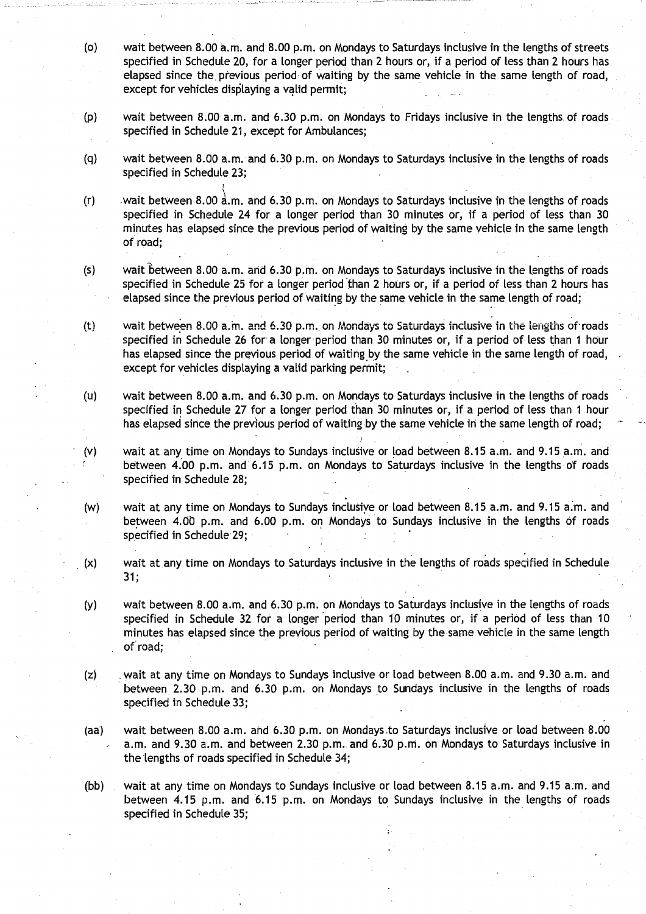(o) wait between 8.00 a.m. and 8.00 p.m. on Mondays to Saturdays inclusive in the lengths of streets specified in Schedule 20, for a longer period than 2 hours or, if a period of less than 2 hours has elapsed since the previous period of waiting by the same vehicle in the same length of road, except for vehicles displaying a valid permit;

(p) wait between 8.00 a.m. and 6.30 p.m. on Mondays to Fridays inclusive in the lengths of roads specified in Schedule 21, except for Ambulances;

(q) wait between 8.00 a.m. and 6.30 p.m. on Mondays to Saturdays inclusive in the lengths of roads specified in Schedule 23;

(r) wait between 8.00 a.m. and 6.30 p.m. on Mondays to Saturdays inclusive in the lengths of roads specified in Schedule 24 for a longer period than 30 minutes or, if a period of less than 30 minutes has elapsed since the previous period of waiting by the same vehicle in the same length of road;

(s) wait between 8.00 a.m. and 6.30 p.m. on Mondays to Saturdays inclusive in the lengths of roads specified in Schedule 25 for a longer period than 2 hours or, if a period of less than 2 hours has elapsed since the previous period of waiting by the same vehicle in the same length of road;

(t) wait between 8.00 a.m. and 6.30 p.m. on Mondays to Saturdays inclusive in the lengths of roads specified in Schedule 26 for a longer period than 30 minutes or, if a period of less than 1 hour has elapsed since the previous period of waiting by the same vehicle in the same length of road, except for vehicles displaying a valid parking permit;

(u) wait between 8.00 a.m. and 6.30 p.m. on Mondays to Saturdays inclusive in the lengths of roads specified in Schedule 27 for a longer period than 30 minutes or, if a period of less than 1 hour has elapsed since the previous period of waiting by the same vehicle in the same length of road;

(v) wait at any time on Mondays to Sundays inclusive or load between 8.15 a.m. and 9.15 a.m. and between 4.00 p.m. and 6.15 p.m. on Mondays to Saturdays inclusive in the lengths of roads specified in Schedule 28;

(w) wait at any time on Mondays to Sundays inclusive or load between 8.15 a.m. and 9.15 a.m. and between 4.00 p.m. and 6.00 p.m. on Mondays to Sundays inclusive in the lengths of roads specified in Schedule 29;

(x) wait at any time on Mondays to Saturdays inclusive in the lengths of roads specified in Schedule 31;

(y) wait between 8.00 a.m. and 6.30 p.m. on Mondays to Saturdays inclusive in the lengths of roads specified in Schedule 32 for a longer period than 10 minutes or, if a period of less than 10 minutes has elapsed since the previous period of waiting by the same vehicle in the same length of road;

(z) wait at any time on Mondays to Sundays inclusive or load between 8.00 a.m. and 9.30 a.m. and between 2.30 p.m. and 6.30 p.m. on Mondays to Sundays inclusive in the lengths of roads specified in Schedule 33;

(aa) wait between 8.00 a.m. and 6.30 p.m. on Mondays to Saturdays inclusive or load between 8.00 a.m. and 9.30 a.m. and between 2.30 p.m. and 6.30 p.m. on Mondays to Saturdays inclusive in the lengths of roads specified in Schedule 34;

(bb) wait at any time on Mondays to Sundays inclusive or load between 8.15 a.m. and 9.15 a.m. and between 4.15 p.m. and 6.15 p.m. on Mondays to Sundays inclusive in the lengths of roads specified in Schedule 35;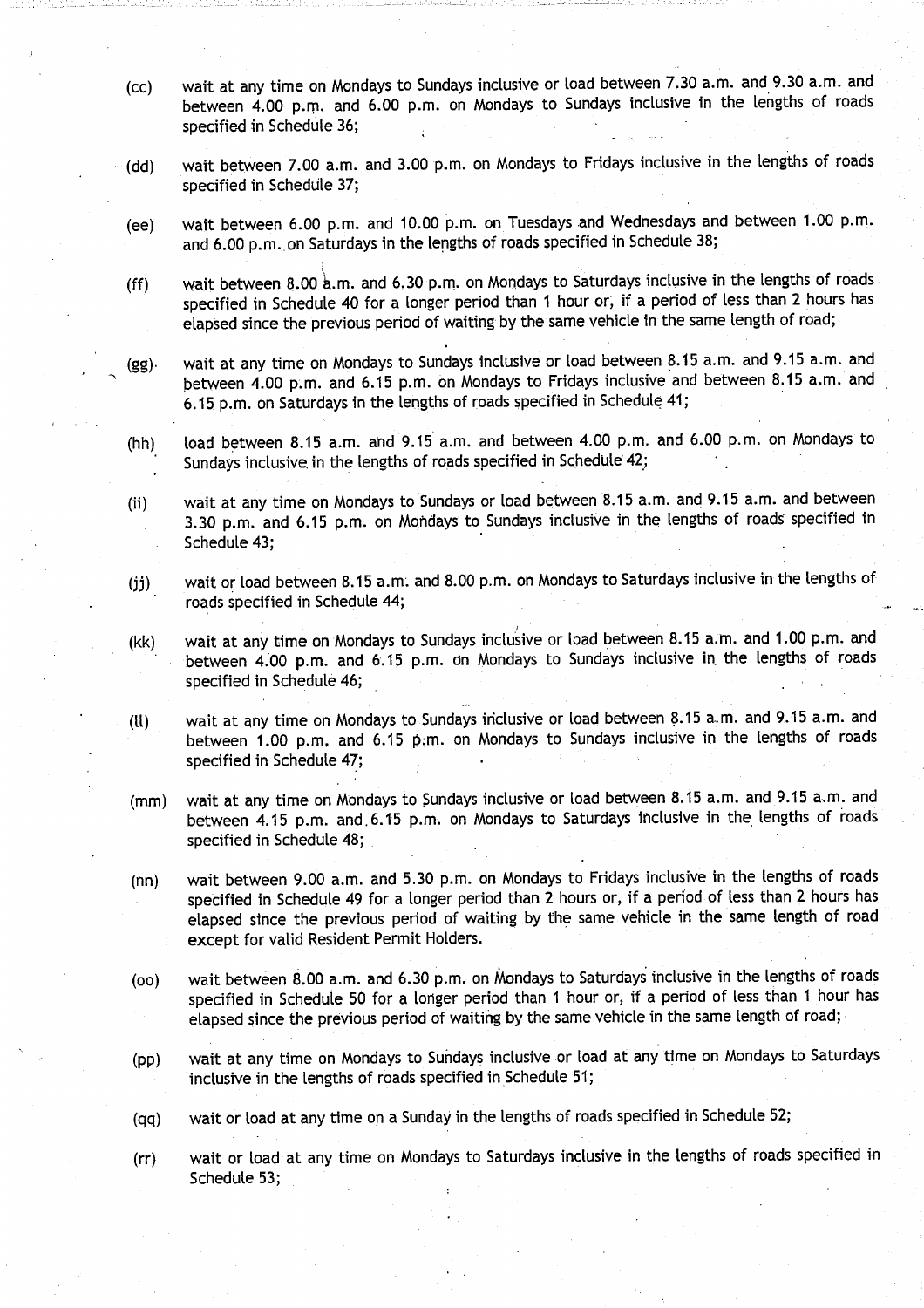(cc) wait at any time on Mondays to Sundays inclusive or load between 7.30 a.m. and 9.30 a.m. and between 4.00 p.m. and 6.00 p.m. on Mondays to Sundays inclusive in the lengths of roads specified in Schedule 36;

(dd) wait between 7.00 a.m. and 3.00 p.m. on Mondays to Fridays inclusive in the lengths of roads specified in Schedule 37;

(ee) wait between 6.00 p.m. and 10.00 p.m. on Tuesdays and Wednesdays and between 1.00 p.m. and 6.00 p.m. on Saturdays in the lengths of roads specified in Schedule 38;

(ff) wait between 8.00 a.m. and 6.30 p.m. on Mondays to Saturdays inclusive in the lengths of roads specified in Schedule 40 for a longer period than 1 hour or, if a period of less than 2 hours has elapsed since the previous period of waiting by the same vehicle in the same length of road;

(gg) wait at any time on Mondays to Sundays inclusive or load between 8.15 a.m. and 9.15 a.m. and between 4.00 p.m. and 6.15 p.m. on Mondays to Fridays inclusive and between 8.15 a.m. and 6.15 p.m. on Saturdays in the lengths of roads specified in Schedule 41;

(hh) load between 8.15 a.m. and 9.15 a.m. and between 4.00 p.m. and 6.00 p.m. on Mondays to Sundays inclusive in the lengths of roads specified in Schedule 42;

(ii) wait at any time on Mondays to Sundays or load between 8.15 a.m. and 9.15 a.m. and between 3.30 p.m. and 6.15 p.m. on Mondays to Sundays inclusive in the lengths of roads specified in Schedule 43;

(jj) wait or load between 8.15 a.m. and 8.00 p.m. on Mondays to Saturdays inclusive in the lengths of roads specified in Schedule 44;

(kk) wait at any time on Mondays to Sundays inclusive or load between 8.15 a.m. and 1.00 p.m. and between 4.00 p.m. and 6.15 p.m. on Mondays to Sundays inclusive in the lengths of roads specified in Schedule 46;

(ll) wait at any time on Mondays to Sundays inclusive or load between 8.15 a.m. and 9.15 a.m. and between 1.00 p.m. and 6.15 p.m. on Mondays to Sundays inclusive in the lengths of roads specified in Schedule 47;

(mm) wait at any time on Mondays to Sundays inclusive or load between 8.15 a.m. and 9.15 a.m. and between 4.15 p.m. and 6.15 p.m. on Mondays to Saturdays inclusive in the lengths of roads specified in Schedule 48;

(nn) wait between 9.00 a.m. and 5.30 p.m. on Mondays to Fridays inclusive in the lengths of roads specified in Schedule 49 for a longer period than 2 hours or, if a period of less than 2 hours has elapsed since the previous period of waiting by the same vehicle in the same length of road except for valid Resident Permit Holders.

(oo) wait between 8.00 a.m. and 6.30 p.m. on Mondays to Saturdays inclusive in the lengths of roads specified in Schedule 50 for a longer period than 1 hour or, if a period of less than 1 hour has elapsed since the previous period of waiting by the same vehicle in the same length of road;

(pp) wait at any time on Mondays to Sundays inclusive or load at any time on Mondays to Saturdays inclusive in the lengths of roads specified in Schedule 51;

(qq) wait or load at any time on a Sunday in the lengths of roads specified in Schedule 52;

(rr) wait or load at any time on Mondays to Saturdays inclusive in the lengths of roads specified in Schedule 53;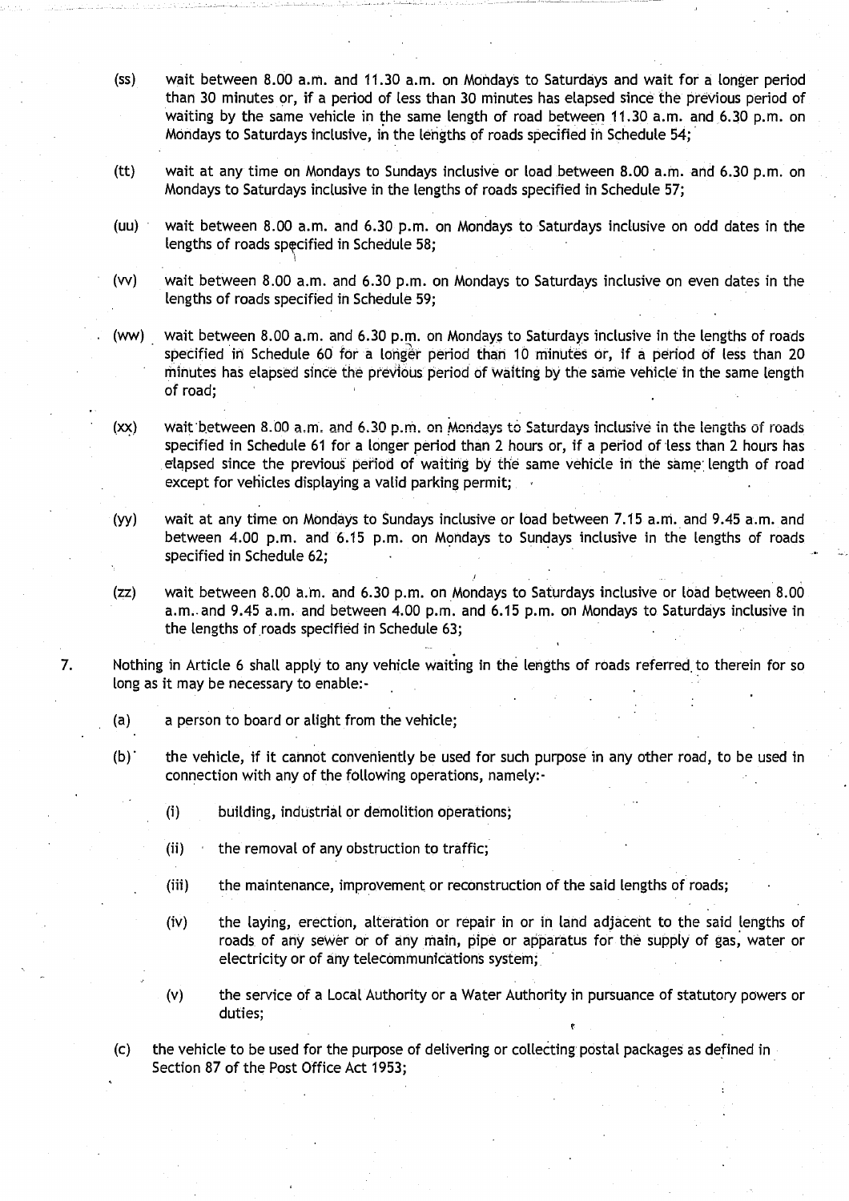(ss) wait between 8.00 a.m. and 11.30 a.m. on Mondays to Saturdays and wait for a longer period than 30 minutes or, if a period of less than 30 minutes has elapsed since the previous period of waiting by the same vehicle in the same length of road between 11.30 a.m. and 6.30 p.m. on Mondays to Saturdays inclusive, in the lengths of roads specified in Schedule 54;

(tt) wait at any time on Mondays to Sundays inclusive or load between 8.00 a.m. and 6.30 p.m. on Mondays to Saturdays inclusive in the lengths of roads specified in Schedule 57;

(uu) wait between 8.00 a.m. and 6.30 p.m. on Mondays to Saturdays inclusive on odd dates in the lengths of roads specified in Schedule 58;

(vv) wait between 8.00 a.m. and 6.30 p.m. on Mondays to Saturdays inclusive on even dates in the lengths of roads specified in Schedule 59;

(ww) wait between 8.00 a.m. and 6.30 p.m. on Mondays to Saturdays inclusive in the lengths of roads specified in Schedule 60 for a longer period than 10 minutes or, if a period of less than 20 minutes has elapsed since the previous period of waiting by the same vehicle in the same length of road;

(xx) wait between 8.00 a.m. and 6.30 p.m. on Mondays to Saturdays inclusive in the lengths of roads specified in Schedule 61 for a longer period than 2 hours or, if a period of less than 2 hours has elapsed since the previous period of waiting by the same vehicle in the same length of road except for vehicles displaying a valid parking permit;

(yy) wait at any time on Mondays to Sundays inclusive or load between 7.15 a.m. and 9.45 a.m. and between 4.00 p.m. and 6.15 p.m. on Mondays to Sundays inclusive in the lengths of roads specified in Schedule 62;

(zz) wait between 8.00 a.m. and 6.30 p.m. on Mondays to Saturdays inclusive or load between 8.00 a.m. and 9.45 a.m. and between 4.00 p.m. and 6.15 p.m. on Mondays to Saturdays inclusive in the lengths of roads specified in Schedule 63;

7. Nothing in Article 6 shall apply to any vehicle waiting in the lengths of roads referred to therein for so long as it may be necessary to enable:-

(a) a person to board or alight from the vehicle;

(b) the vehicle, if it cannot conveniently be used for such purpose in any other road, to be used in connection with any of the following operations, namely:-

(i) building, industrial or demolition operations;

(ii) the removal of any obstruction to traffic;

(iii) the maintenance, improvement or reconstruction of the said lengths of roads;

(iv) the laying, erection, alteration or repair in or in land adjacent to the said lengths of roads of any sewer or of any main, pipe or apparatus for the supply of gas, water or electricity or of any telecommunications system;

(v) the service of a Local Authority or a Water Authority in pursuance of statutory powers or duties;

(c) the vehicle to be used for the purpose of delivering or collecting postal packages as defined in Section 87 of the Post Office Act 1953;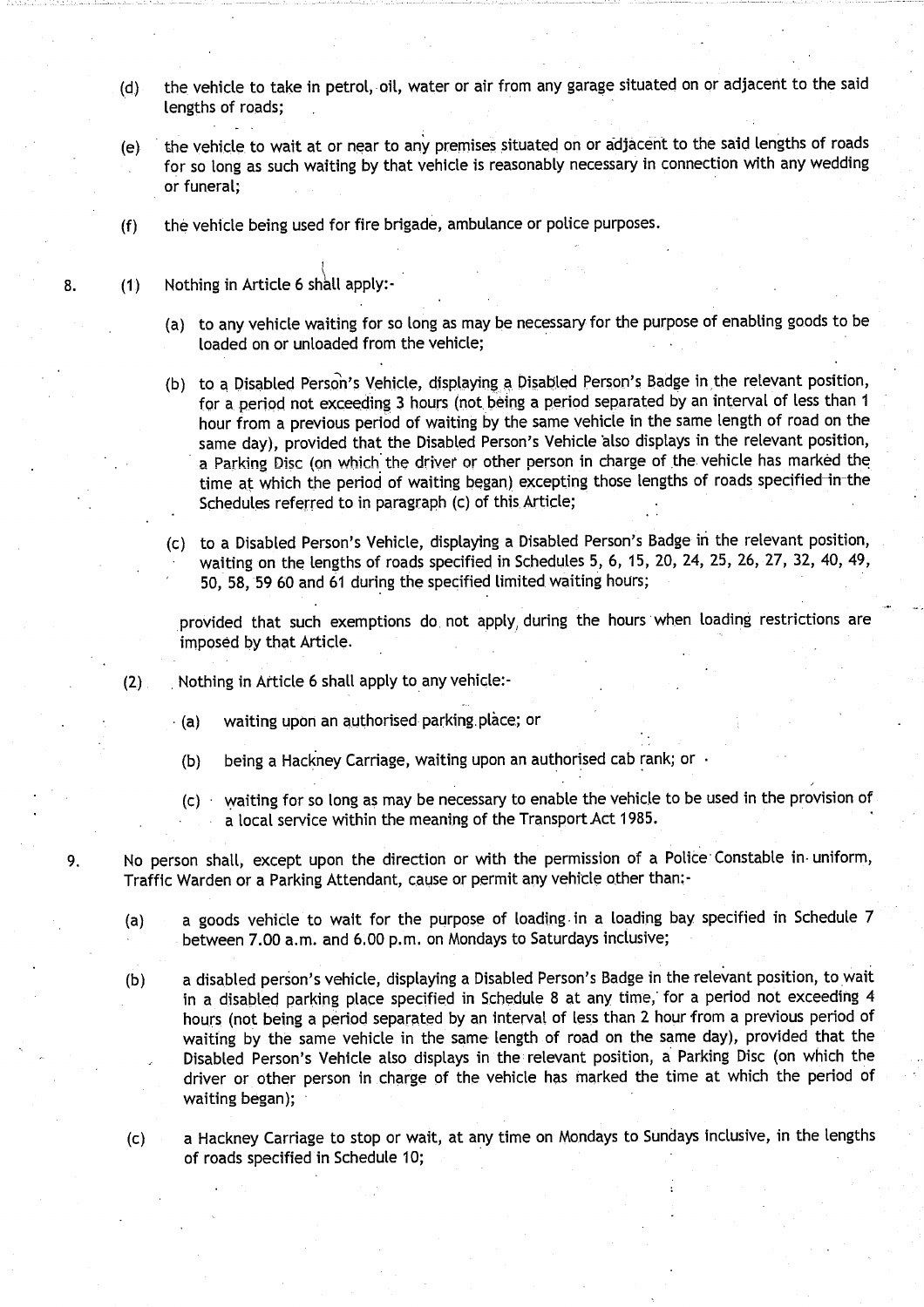(d) the vehicle to take in petrol, oil, water or air from any garage situated on or adjacent to the said lengths of roads;

(e) the vehicle to wait at or near to any premises situated on or adjacent to the said lengths of roads for so long as such waiting by that vehicle is reasonably necessary in connection with any wedding or funeral;

(f) the vehicle being used for fire brigade, ambulance or police purposes.

8. (1) Nothing in Article 6 shall apply:-

(a) to any vehicle waiting for so long as may be necessary for the purpose of enabling goods to be loaded on or unloaded from the vehicle;

(b) to a Disabled Person's Vehicle, displaying a Disabled Person's Badge in the relevant position, for a period not exceeding 3 hours (not being a period separated by an interval of less than 1 hour from a previous period of waiting by the same vehicle in the same length of road on the same day), provided that the Disabled Person's Vehicle also displays in the relevant position, a Parking Disc (on which the driver or other person in charge of the vehicle has marked the time at which the period of waiting began) excepting those lengths of roads specified in the Schedules referred to in paragraph (c) of this Article;

(c) to a Disabled Person's Vehicle, displaying a Disabled Person's Badge in the relevant position, waiting on the lengths of roads specified in Schedules 5, 6, 15, 20, 24, 25, 26, 27, 32, 40, 49, 50, 58, 59 60 and 61 during the specified limited waiting hours;

provided that such exemptions do not apply during the hours when loading restrictions are imposed by that Article.

(2) Nothing in Article 6 shall apply to any vehicle:-

(a) waiting upon an authorised parking place; or

(b) being a Hackney Carriage, waiting upon an authorised cab rank; or

(c) waiting for so long as may be necessary to enable the vehicle to be used in the provision of a local service within the meaning of the Transport Act 1985.

9. No person shall, except upon the direction or with the permission of a Police Constable in uniform, Traffic Warden or a Parking Attendant, cause or permit any vehicle other than:-

(a) a goods vehicle to wait for the purpose of loading in a loading bay specified in Schedule 7 between 7.00 a.m. and 6.00 p.m. on Mondays to Saturdays inclusive;

(b) a disabled person's vehicle, displaying a Disabled Person's Badge in the relevant position, to wait in a disabled parking place specified in Schedule 8 at any time, for a period not exceeding 4 hours (not being a period separated by an interval of less than 2 hour from a previous period of waiting by the same vehicle in the same length of road on the same day), provided that the Disabled Person's Vehicle also displays in the relevant position, a Parking Disc (on which the driver or other person in charge of the vehicle has marked the time at which the period of waiting began);

(c) a Hackney Carriage to stop or wait, at any time on Mondays to Sundays inclusive, in the lengths of roads specified in Schedule 10;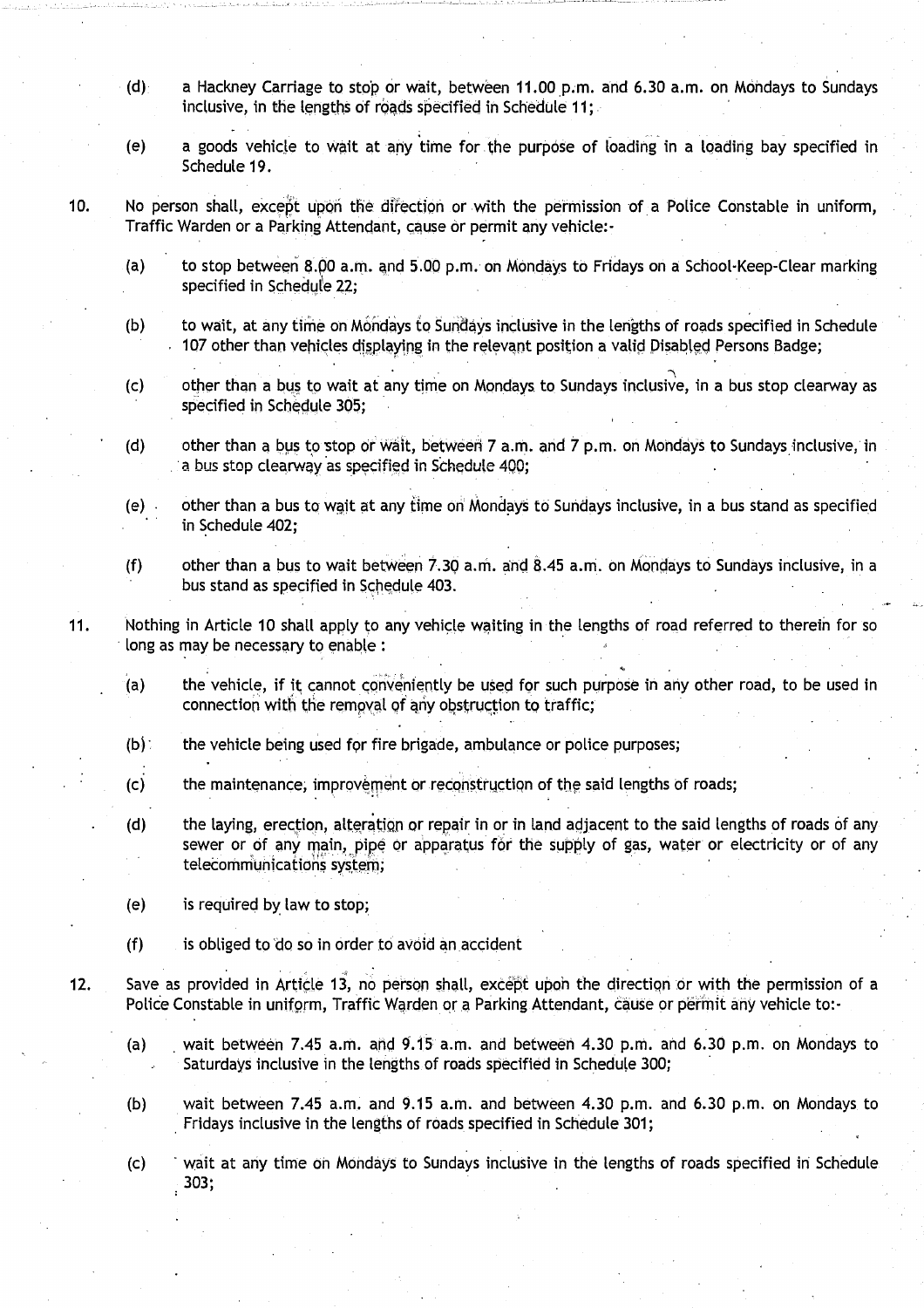(d) a Hackney Carriage to stop or wait, between 11.00 p.m. and 6.30 a.m. on Mondays to Sundays inclusive, in the lengths of roads specified in Schedule 11;

(e) a goods vehicle to wait at any time for the purpose of loading in a loading bay specified in Schedule 19.

10. No person shall, except upon the direction or with the permission of a Police Constable in uniform, Traffic Warden or a Parking Attendant, cause or permit any vehicle:-

(a) to stop between 8.00 a.m. and 5.00 p.m. on Mondays to Fridays on a School-Keep-Clear marking specified in Schedule 22;

(b) to wait, at any time on Mondays to Sundays inclusive in the lengths of roads specified in Schedule 107 other than vehicles displaying in the relevant position a valid Disabled Persons Badge;

(c) other than a bus to wait at any time on Mondays to Sundays inclusive, in a bus stop clearway as specified in Schedule 305;

(d) other than a bus to stop or wait, between 7 a.m. and 7 p.m. on Mondays to Sundays inclusive, in a bus stop clearway as specified in Schedule 400;

(e) other than a bus to wait at any time on Mondays to Sundays inclusive, in a bus stand as specified in Schedule 402;

(f) other than a bus to wait between 7.30 a.m. and 8.45 a.m. on Mondays to Sundays inclusive, in a bus stand as specified in Schedule 403.

11. Nothing in Article 10 shall apply to any vehicle waiting in the lengths of road referred to therein for so long as may be necessary to enable :

(a) the vehicle, if it cannot conveniently be used for such purpose in any other road, to be used in connection with the removal of any obstruction to traffic;

(b) the vehicle being used for fire brigade, ambulance or police purposes;

(c) the maintenance, improvement or reconstruction of the said lengths of roads;

(d) the laying, erection, alteration or repair in or in land adjacent to the said lengths of roads of any sewer or of any main, pipe or apparatus for the supply of gas, water or electricity or of any telecommunications system;

(e) is required by law to stop;

(f) is obliged to do so in order to avoid an accident

12. Save as provided in Article 13, no person shall, except upon the direction or with the permission of a Police Constable in uniform, Traffic Warden or a Parking Attendant, cause or permit any vehicle to:-

(a) wait between 7.45 a.m. and 9.15 a.m. and between 4.30 p.m. and 6.30 p.m. on Mondays to Saturdays inclusive in the lengths of roads specified in Schedule 300;

(b) wait between 7.45 a.m. and 9.15 a.m. and between 4.30 p.m. and 6.30 p.m. on Mondays to Fridays inclusive in the lengths of roads specified in Schedule 301;

(c) wait at any time on Mondays to Sundays inclusive in the lengths of roads specified in Schedule 303;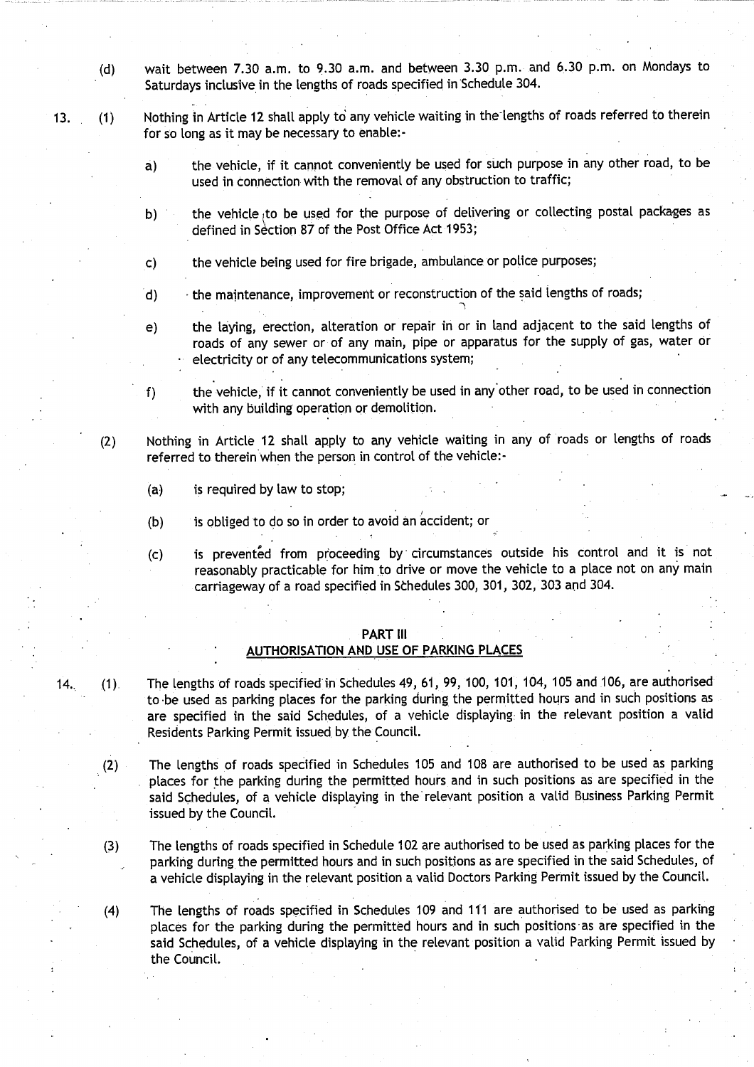(d) wait between 7.30 a.m. to 9.30 a.m. and between 3.30 p.m. and 6.30 p.m. on Mondays to Saturdays inclusive in the lengths of roads specified in Schedule 304.

13. (1) Nothing in Article 12 shall apply to any vehicle waiting in the lengths of roads referred to therein for so long as it may be necessary to enable:-

a) the vehicle, if it cannot conveniently be used for such purpose in any other road, to be used in connection with the removal of any obstruction to traffic;

b) the vehicle to be used for the purpose of delivering or collecting postal packages as defined in Section 87 of the Post Office Act 1953;

c) the vehicle being used for fire brigade, ambulance or police purposes;

d) the maintenance, improvement or reconstruction of the said lengths of roads;

e) the laying, erection, alteration or repair in or in land adjacent to the said lengths of roads of any sewer or of any main, pipe or apparatus for the supply of gas, water or electricity or of any telecommunications system;

f) the vehicle, if it cannot conveniently be used in any other road, to be used in connection with any building operation or demolition.

(2) Nothing in Article 12 shall apply to any vehicle waiting in any of roads or lengths of roads referred to therein when the person in control of the vehicle:-

(a) is required by law to stop;

(b) is obliged to do so in order to avoid an accident; or

(c) is prevented from proceeding by circumstances outside his control and it is not reasonably practicable for him to drive or move the vehicle to a place not on any main carriageway of a road specified in Schedules 300, 301, 302, 303 and 304.

## PART III
## AUTHORISATION AND USE OF PARKING PLACES

14. (1) The lengths of roads specified in Schedules 49, 61, 99, 100, 101, 104, 105 and 106, are authorised to be used as parking places for the parking during the permitted hours and in such positions as are specified in the said Schedules, of a vehicle displaying in the relevant position a valid Residents Parking Permit issued by the Council.

(2) The lengths of roads specified in Schedules 105 and 108 are authorised to be used as parking places for the parking during the permitted hours and in such positions as are specified in the said Schedules, of a vehicle displaying in the relevant position a valid Business Parking Permit issued by the Council.

(3) The lengths of roads specified in Schedule 102 are authorised to be used as parking places for the parking during the permitted hours and in such positions as are specified in the said Schedules, of a vehicle displaying in the relevant position a valid Doctors Parking Permit issued by the Council.

(4) The lengths of roads specified in Schedules 109 and 111 are authorised to be used as parking places for the parking during the permitted hours and in such positions as are specified in the said Schedules, of a vehicle displaying in the relevant position a valid Parking Permit issued by the Council.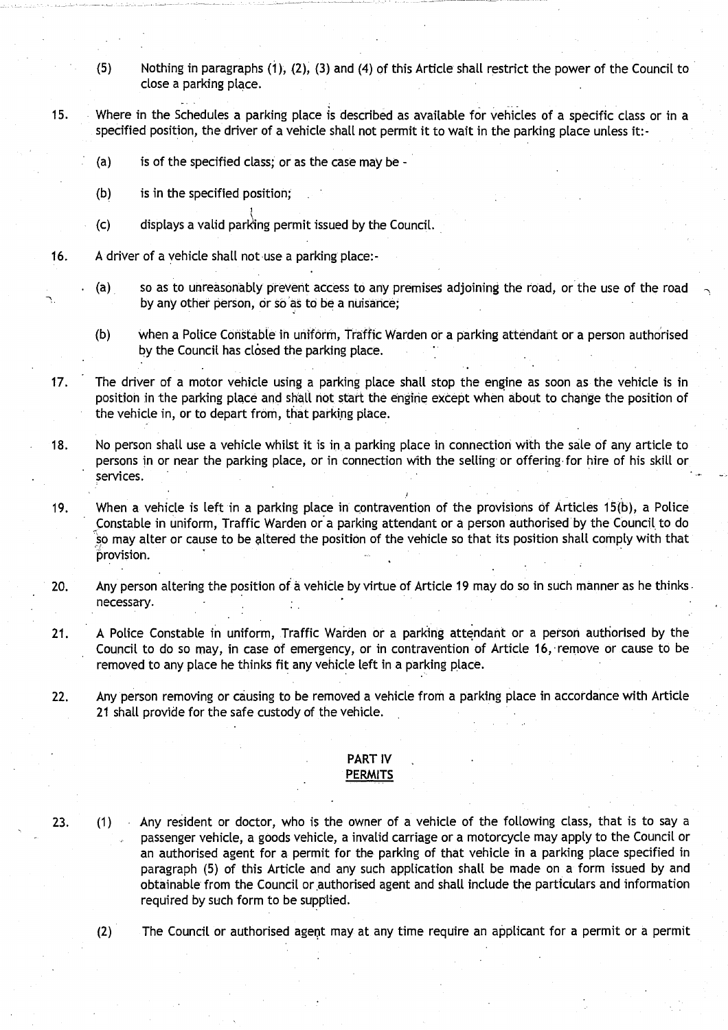(5) Nothing in paragraphs (1), (2), (3) and (4) of this Article shall restrict the power of the Council to close a parking place.

15. Where in the Schedules a parking place is described as available for vehicles of a specific class or in a specified position, the driver of a vehicle shall not permit it to wait in the parking place unless it:-

(a) is of the specified class; or as the case may be -

(b) is in the specified position;

(c) displays a valid parking permit issued by the Council.

16. A driver of a vehicle shall not use a parking place:-

(a) so as to unreasonably prevent access to any premises adjoining the road, or the use of the road by any other person, or so as to be a nuisance;

(b) when a Police Constable in uniform, Traffic Warden or a parking attendant or a person authorised by the Council has closed the parking place.

17. The driver of a motor vehicle using a parking place shall stop the engine as soon as the vehicle is in position in the parking place and shall not start the engine except when about to change the position of the vehicle in, or to depart from, that parking place.

18. No person shall use a vehicle whilst it is in a parking place in connection with the sale of any article to persons in or near the parking place, or in connection with the selling or offering for hire of his skill or services.

19. When a vehicle is left in a parking place in contravention of the provisions of Articles 15(b), a Police Constable in uniform, Traffic Warden or a parking attendant or a person authorised by the Council to do so may alter or cause to be altered the position of the vehicle so that its position shall comply with that provision.

20. Any person altering the position of a vehicle by virtue of Article 19 may do so in such manner as he thinks necessary.

21. A Police Constable in uniform, Traffic Warden or a parking attendant or a person authorised by the Council to do so may, in case of emergency, or in contravention of Article 16, remove or cause to be removed to any place he thinks fit any vehicle left in a parking place.

22. Any person removing or causing to be removed a vehicle from a parking place in accordance with Article 21 shall provide for the safe custody of the vehicle.

## PART IV
## PERMITS

23. (1) Any resident or doctor, who is the owner of a vehicle of the following class, that is to say a passenger vehicle, a goods vehicle, a invalid carriage or a motorcycle may apply to the Council or an authorised agent for a permit for the parking of that vehicle in a parking place specified in paragraph (5) of this Article and any such application shall be made on a form issued by and obtainable from the Council or authorised agent and shall include the particulars and information required by such form to be supplied.

(2) The Council or authorised agent may at any time require an applicant for a permit or a permit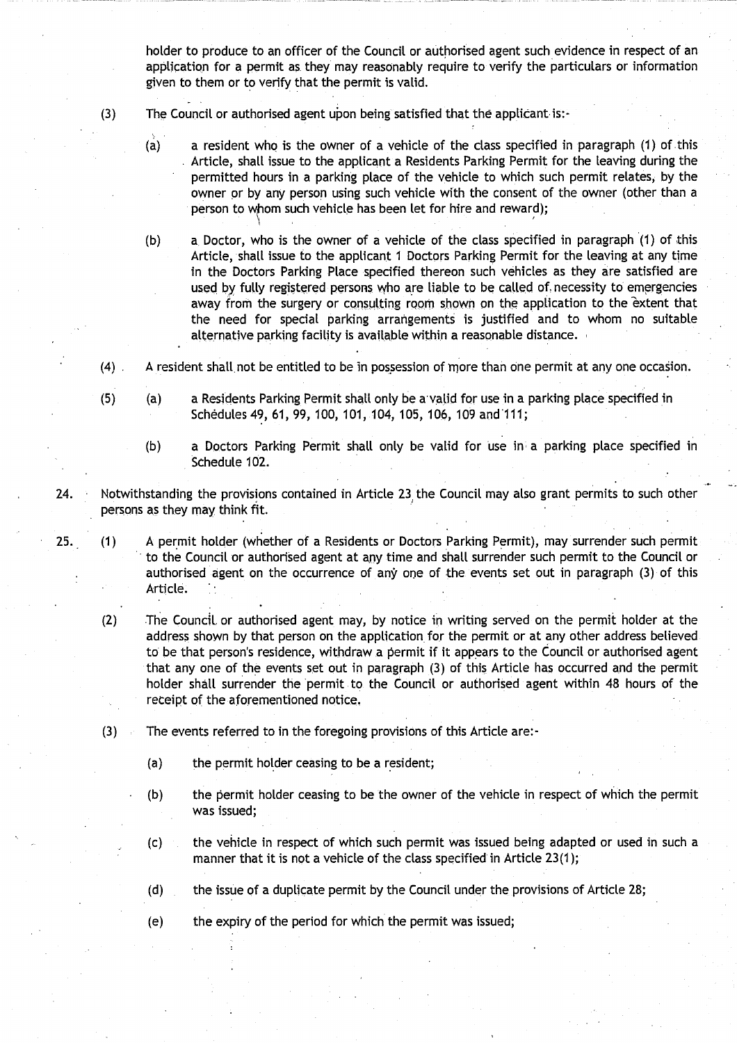holder to produce to an officer of the Council or authorised agent such evidence in respect of an application for a permit as they may reasonably require to verify the particulars or information given to them or to verify that the permit is valid.

(3) The Council or authorised agent upon being satisfied that the applicant is:-

(a) a resident who is the owner of a vehicle of the class specified in paragraph (1) of this Article, shall issue to the applicant a Residents Parking Permit for the leaving during the permitted hours in a parking place of the vehicle to which such permit relates, by the owner or by any person using such vehicle with the consent of the owner (other than a person to whom such vehicle has been let for hire and reward);

(b) a Doctor, who is the owner of a vehicle of the class specified in paragraph (1) of this Article, shall issue to the applicant 1 Doctors Parking Permit for the leaving at any time in the Doctors Parking Place specified thereon such vehicles as they are satisfied are used by fully registered persons who are liable to be called of necessity to emergencies away from the surgery or consulting room shown on the application to the extent that the need for special parking arrangements is justified and to whom no suitable alternative parking facility is available within a reasonable distance.

(4) A resident shall not be entitled to be in possession of more than one permit at any one occasion.

(5) (a) a Residents Parking Permit shall only be a valid for use in a parking place specified in Schedules 49, 61, 99, 100, 101, 104, 105, 106, 109 and 111;

(b) a Doctors Parking Permit shall only be valid for use in a parking place specified in Schedule 102.

24. Notwithstanding the provisions contained in Article 23 the Council may also grant permits to such other persons as they may think fit.

25. (1) A permit holder (whether of a Residents or Doctors Parking Permit), may surrender such permit to the Council or authorised agent at any time and shall surrender such permit to the Council or authorised agent on the occurrence of any one of the events set out in paragraph (3) of this Article.

(2) The Council or authorised agent may, by notice in writing served on the permit holder at the address shown by that person on the application for the permit or at any other address believed to be that person's residence, withdraw a permit if it appears to the Council or authorised agent that any one of the events set out in paragraph (3) of this Article has occurred and the permit holder shall surrender the permit to the Council or authorised agent within 48 hours of the receipt of the aforementioned notice.

(3) The events referred to in the foregoing provisions of this Article are:-

(a) the permit holder ceasing to be a resident;

(b) the permit holder ceasing to be the owner of the vehicle in respect of which the permit was issued;

(c) the vehicle in respect of which such permit was issued being adapted or used in such a manner that it is not a vehicle of the class specified in Article 23(1);

(d) the issue of a duplicate permit by the Council under the provisions of Article 28;

(e) the expiry of the period for which the permit was issued;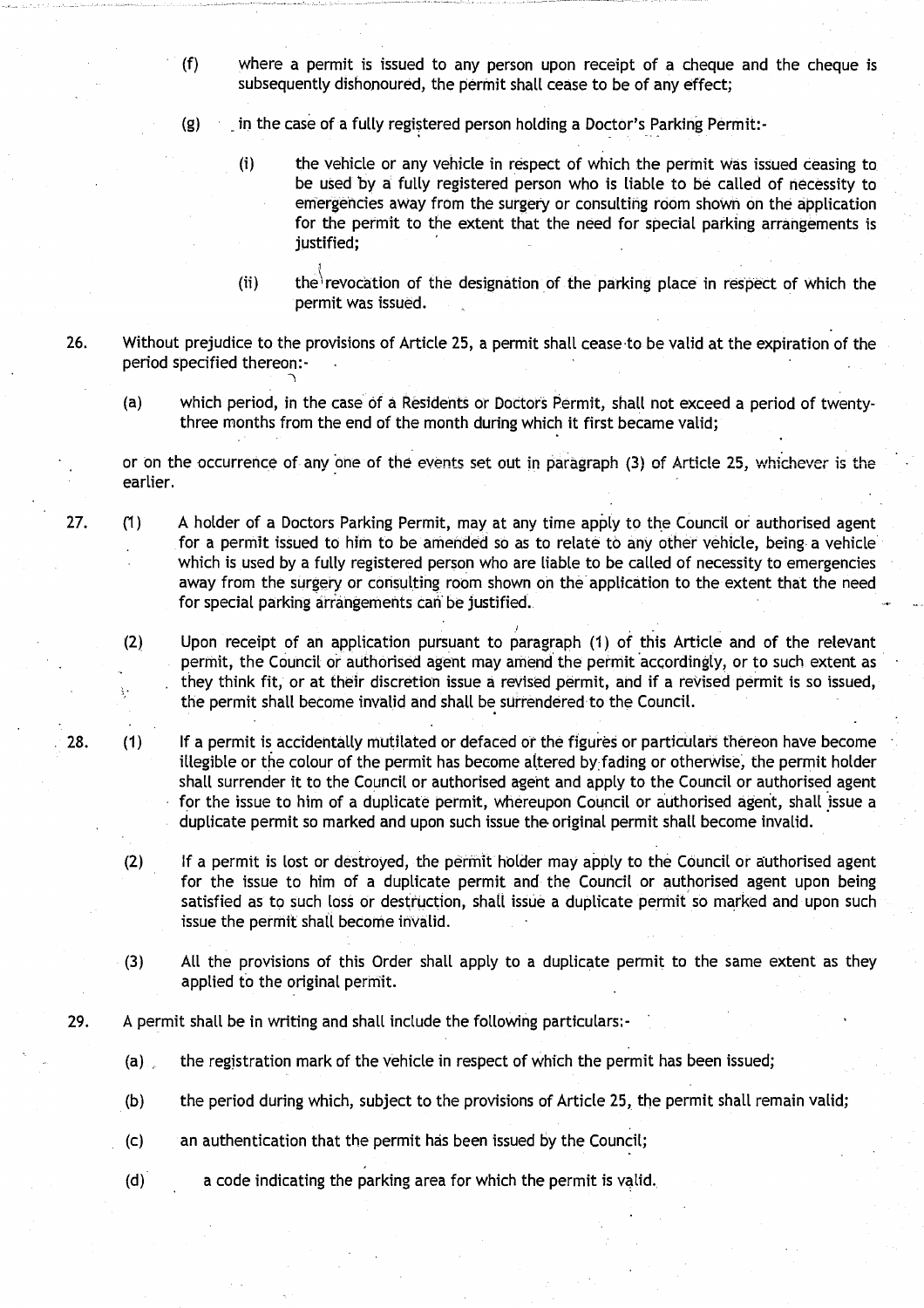(f) where a permit is issued to any person upon receipt of a cheque and the cheque is subsequently dishonoured, the permit shall cease to be of any effect;

(g) in the case of a fully registered person holding a Doctor's Parking Permit:-

(i) the vehicle or any vehicle in respect of which the permit was issued ceasing to be used by a fully registered person who is liable to be called of necessity to emergencies away from the surgery or consulting room shown on the application for the permit to the extent that the need for special parking arrangements is justified;

(ii) the revocation of the designation of the parking place in respect of which the permit was issued.

26. Without prejudice to the provisions of Article 25, a permit shall cease to be valid at the expiration of the period specified thereon:-

(a) which period, in the case of a Residents or Doctors Permit, shall not exceed a period of twenty-three months from the end of the month during which it first became valid;

or on the occurrence of any one of the events set out in paragraph (3) of Article 25, whichever is the earlier.

27. (1) A holder of a Doctors Parking Permit, may at any time apply to the Council or authorised agent for a permit issued to him to be amended so as to relate to any other vehicle, being a vehicle which is used by a fully registered person who are liable to be called of necessity to emergencies away from the surgery or consulting room shown on the application to the extent that the need for special parking arrangements can be justified.

(2) Upon receipt of an application pursuant to paragraph (1) of this Article and of the relevant permit, the Council or authorised agent may amend the permit accordingly, or to such extent as they think fit, or at their discretion issue a revised permit, and if a revised permit is so issued, the permit shall become invalid and shall be surrendered to the Council.

28. (1) If a permit is accidentally mutilated or defaced or the figures or particulars thereon have become illegible or the colour of the permit has become altered by fading or otherwise, the permit holder shall surrender it to the Council or authorised agent and apply to the Council or authorised agent for the issue to him of a duplicate permit, whereupon Council or authorised agent, shall issue a duplicate permit so marked and upon such issue the original permit shall become invalid.

(2) If a permit is lost or destroyed, the permit holder may apply to the Council or authorised agent for the issue to him of a duplicate permit and the Council or authorised agent upon being satisfied as to such loss or destruction, shall issue a duplicate permit so marked and upon such issue the permit shall become invalid.

(3) All the provisions of this Order shall apply to a duplicate permit to the same extent as they applied to the original permit.

29. A permit shall be in writing and shall include the following particulars:-

(a) the registration mark of the vehicle in respect of which the permit has been issued;

(b) the period during which, subject to the provisions of Article 25, the permit shall remain valid;

(c) an authentication that the permit has been issued by the Council;

(d) a code indicating the parking area for which the permit is valid.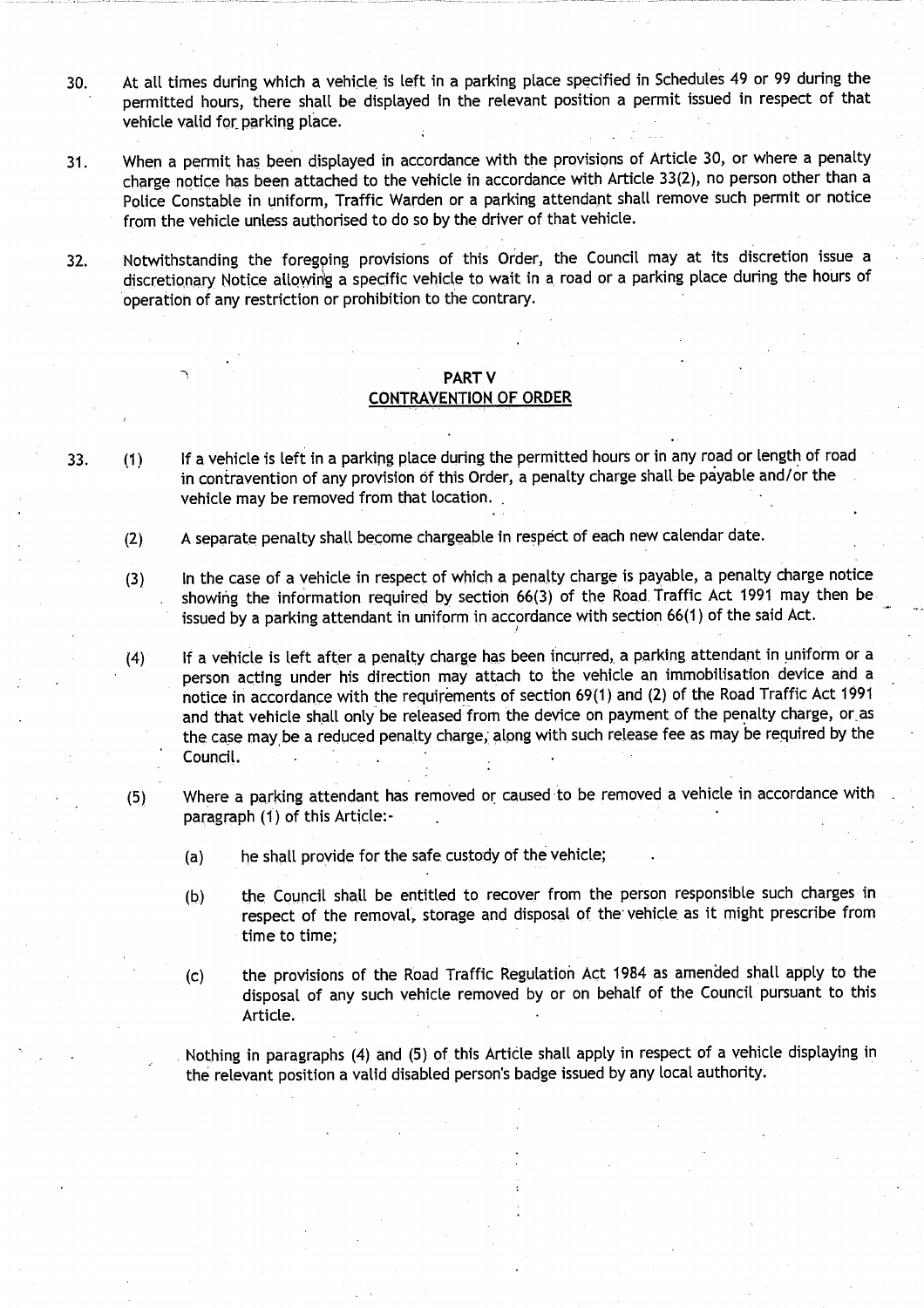30. At all times during which a vehicle is left in a parking place specified in Schedules 49 or 99 during the permitted hours, there shall be displayed in the relevant position a permit issued in respect of that vehicle valid for parking place.

31. When a permit has been displayed in accordance with the provisions of Article 30, or where a penalty charge notice has been attached to the vehicle in accordance with Article 33(2), no person other than a Police Constable in uniform, Traffic Warden or a parking attendant shall remove such permit or notice from the vehicle unless authorised to do so by the driver of that vehicle.

32. Notwithstanding the foregoing provisions of this Order, the Council may at its discretion issue a discretionary Notice allowing a specific vehicle to wait in a road or a parking place during the hours of operation of any restriction or prohibition to the contrary.

## PART V
## CONTRAVENTION OF ORDER

33. (1) If a vehicle is left in a parking place during the permitted hours or in any road or length of road in contravention of any provision of this Order, a penalty charge shall be payable and/or the vehicle may be removed from that location.

(2) A separate penalty shall become chargeable in respect of each new calendar date.

(3) In the case of a vehicle in respect of which a penalty charge is payable, a penalty charge notice showing the information required by section 66(3) of the Road Traffic Act 1991 may then be issued by a parking attendant in uniform in accordance with section 66(1) of the said Act.

(4) If a vehicle is left after a penalty charge has been incurred, a parking attendant in uniform or a person acting under his direction may attach to the vehicle an immobilisation device and a notice in accordance with the requirements of section 69(1) and (2) of the Road Traffic Act 1991 and that vehicle shall only be released from the device on payment of the penalty charge, or as the case may be a reduced penalty charge, along with such release fee as may be required by the Council.

(5) Where a parking attendant has removed or caused to be removed a vehicle in accordance with paragraph (1) of this Article:-

(a) he shall provide for the safe custody of the vehicle;

(b) the Council shall be entitled to recover from the person responsible such charges in respect of the removal, storage and disposal of the vehicle as it might prescribe from time to time;

(c) the provisions of the Road Traffic Regulation Act 1984 as amended shall apply to the disposal of any such vehicle removed by or on behalf of the Council pursuant to this Article.

Nothing in paragraphs (4) and (5) of this Article shall apply in respect of a vehicle displaying in the relevant position a valid disabled person's badge issued by any local authority.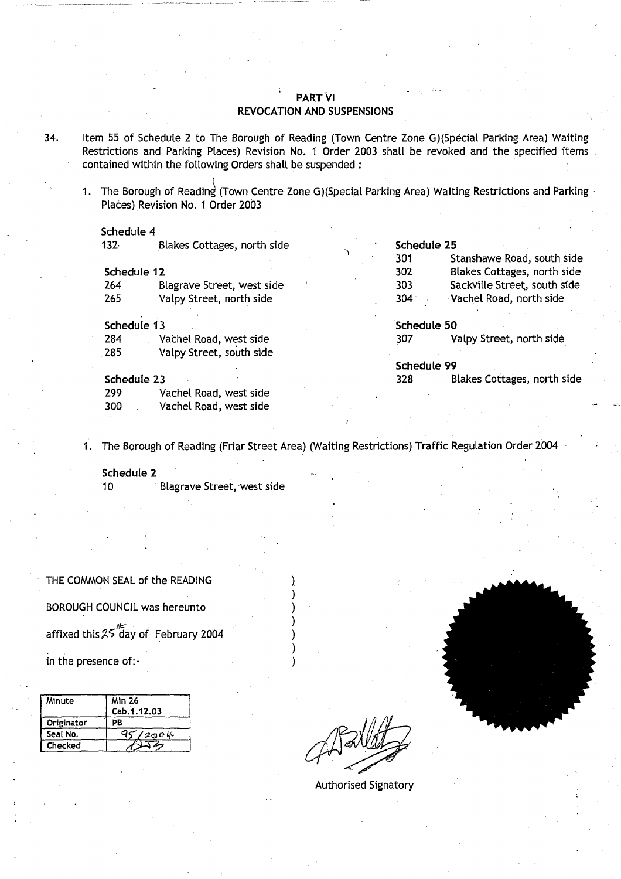## PART VI
## REVOCATION AND SUSPENSIONS

34. Item 55 of Schedule 2 to The Borough of Reading (Town Centre Zone G)(Special Parking Area) Waiting Restrictions and Parking Places) Revision No. 1 Order 2003 shall be revoked and the specified items contained within the following Orders shall be suspended :

1. The Borough of Reading (Town Centre Zone G)(Special Parking Area) Waiting Restrictions and Parking Places) Revision No. 1 Order 2003

**Schedule 4**

132 Blakes Cottages, north side

**Schedule 12**

264 Blagrave Street, west side
265 Valpy Street, north side

**Schedule 13**

284 Vachel Road, west side
285 Valpy Street, south side

**Schedule 23**

299 Vachel Road, west side
300 Vachel Road, west side

**Schedule 25**

301 Stanshawe Road, south side
302 Blakes Cottages, north side
303 Sackville Street, south side
304 Vachel Road, north side

**Schedule 50**

307 Valpy Street, north side

**Schedule 99**

328 Blakes Cottages, north side

1. The Borough of Reading (Friar Street Area) (Waiting Restrictions) Traffic Regulation Order 2004

**Schedule 2**

10 Blagrave Street, west side

THE COMMON SEAL of the READING BOROUGH COUNCIL was hereunto affixed this 25th day of February 2004 in the presence of:-

| Minute | Min 26 Cab.1.12.03 |
|---|---|
| Originator | PB |
| Seal No. | 95/2004 |
| Checked | |

Authorised Signatory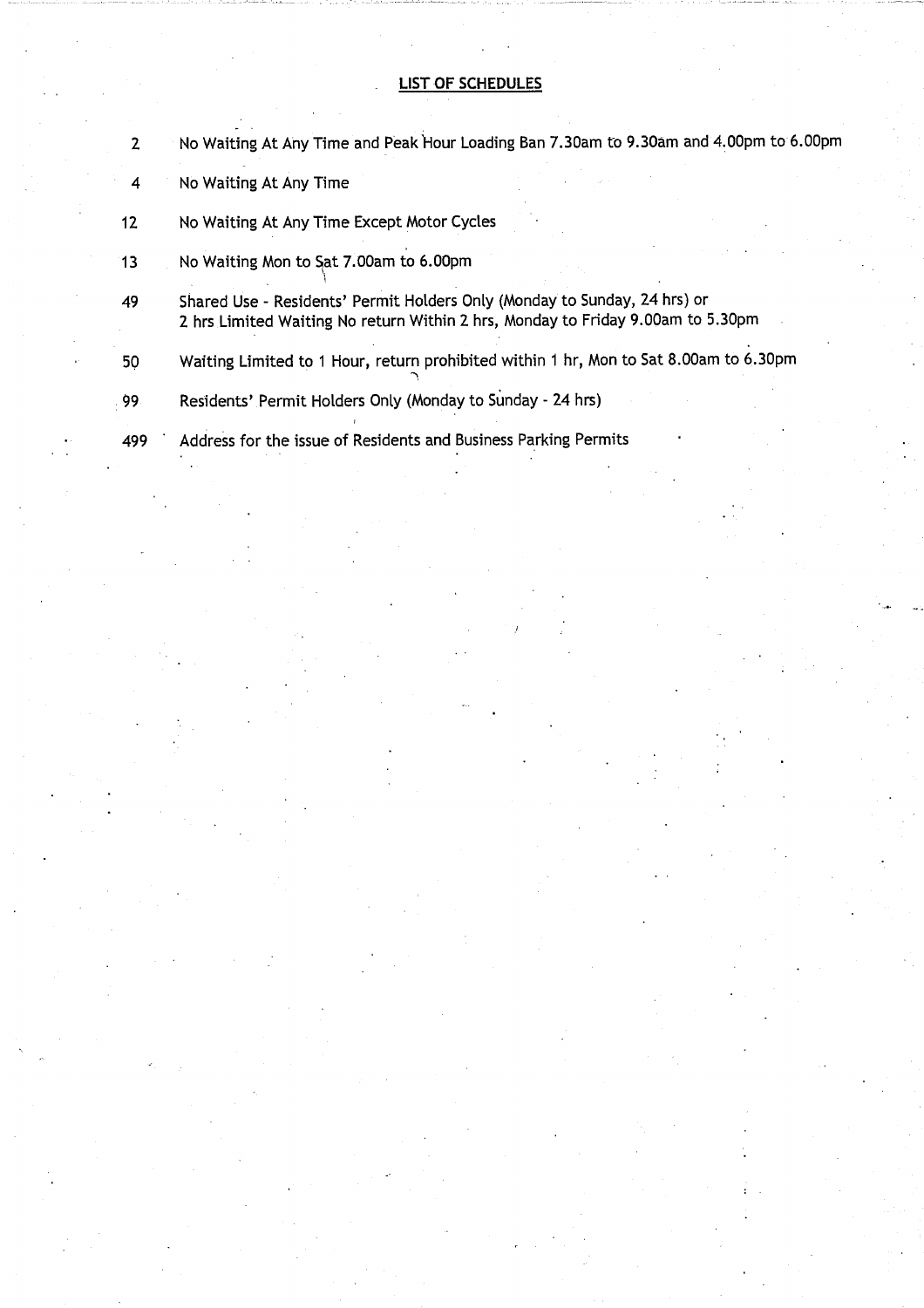## LIST OF SCHEDULES

| | |
|---|---|
| 2 | No Waiting At Any Time and Peak Hour Loading Ban 7.30am to 9.30am and 4.00pm to 6.00pm |
| 4 | No Waiting At Any Time |
| 12 | No Waiting At Any Time Except Motor Cycles |
| 13 | No Waiting Mon to Sat 7.00am to 6.00pm |
| 49 | Shared Use - Residents' Permit Holders Only (Monday to Sunday, 24 hrs) or 2 hrs Limited Waiting No return Within 2 hrs, Monday to Friday 9.00am to 5.30pm |
| 50 | Waiting Limited to 1 Hour, return prohibited within 1 hr, Mon to Sat 8.00am to 6.30pm |
| 99 | Residents' Permit Holders Only (Monday to Sunday - 24 hrs) |
| 499 | Address for the issue of Residents and Business Parking Permits |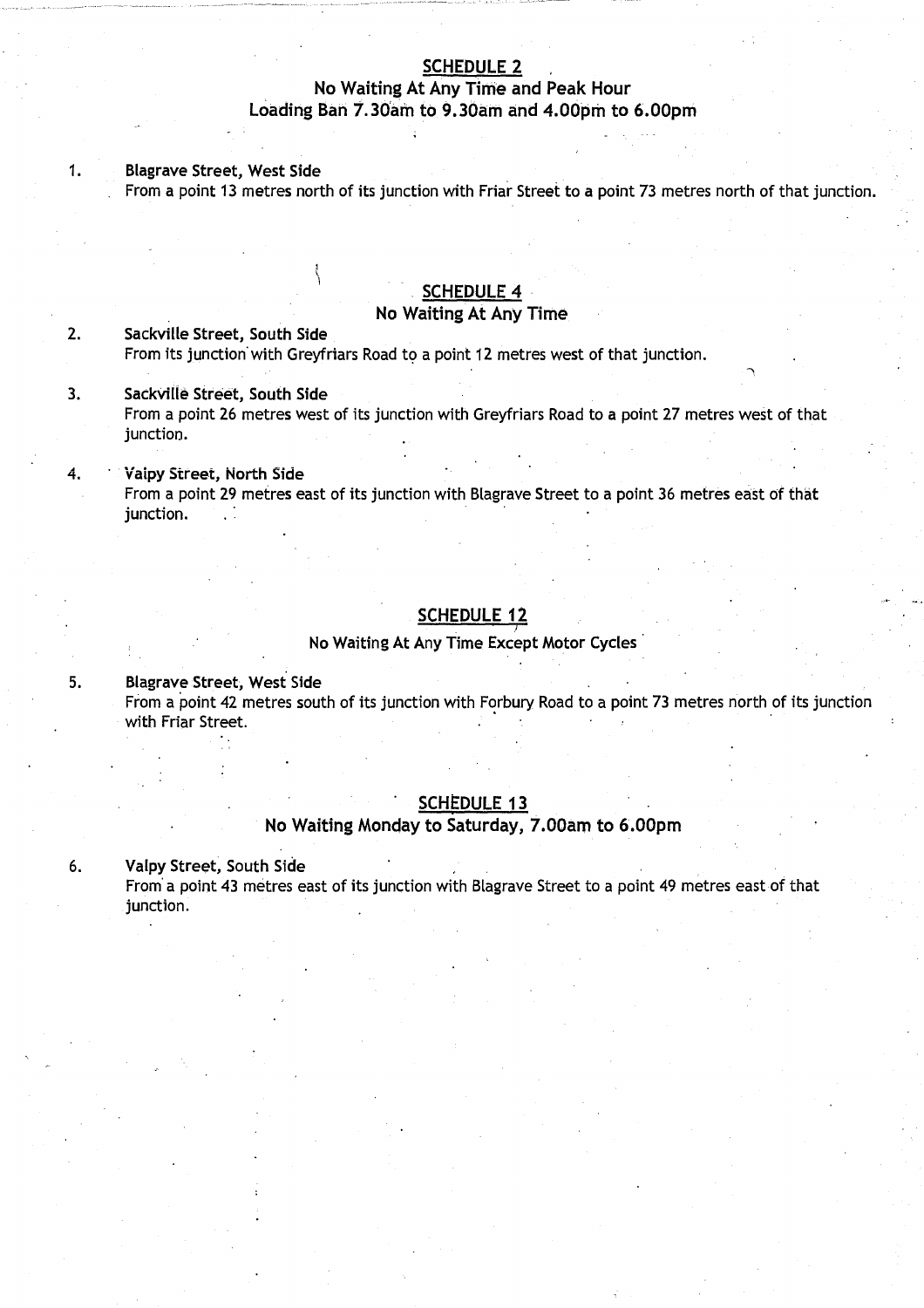## SCHEDULE 2

### No Waiting At Any Time and Peak Hour Loading Ban 7.30am to 9.30am and 4.00pm to 6.00pm

1. **Blagrave Street, West Side**
   From a point 13 metres north of its junction with Friar Street to a point 73 metres north of that junction.

## SCHEDULE 4

### No Waiting At Any Time

2. **Sackville Street, South Side**
   From its junction with Greyfriars Road to a point 12 metres west of that junction.

3. **Sackville Street, South Side**
   From a point 26 metres west of its junction with Greyfriars Road to a point 27 metres west of that junction.

4. **Vaipy Street, North Side**
   From a point 29 metres east of its junction with Blagrave Street to a point 36 metres east of that junction.

## SCHEDULE 12

### No Waiting At Any Time Except Motor Cycles

5. **Blagrave Street, West Side**
   From a point 42 metres south of its junction with Forbury Road to a point 73 metres north of its junction with Friar Street.

## SCHEDULE 13

### No Waiting Monday to Saturday, 7.00am to 6.00pm

6. **Valpy Street, South Side**
   From a point 43 metres east of its junction with Blagrave Street to a point 49 metres east of that junction.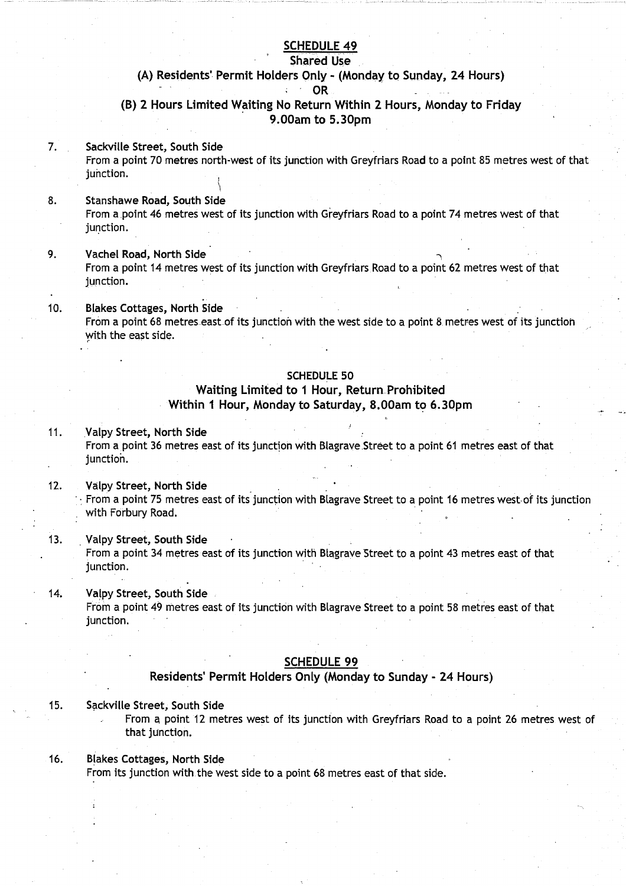## SCHEDULE 49

### Shared Use

### (A) Residents' Permit Holders Only - (Monday to Sunday, 24 Hours)

### OR

### (B) 2 Hours Limited Waiting No Return Within 2 Hours, Monday to Friday 9.00am to 5.30pm

7. **Sackville Street, South Side**
   From a point 70 metres north-west of its junction with Greyfriars Road to a point 85 metres west of that junction.

8. **Stanshawe Road, South Side**
   From a point 46 metres west of its junction with Greyfriars Road to a point 74 metres west of that junction.

9. **Vachel Road, North Side**
   From a point 14 metres west of its junction with Greyfriars Road to a point 62 metres west of that junction.

10. **Blakes Cottages, North Side**
    From a point 68 metres east of its junction with the west side to a point 8 metres west of its junction with the east side.

## SCHEDULE 50

### Waiting Limited to 1 Hour, Return Prohibited Within 1 Hour, Monday to Saturday, 8.00am to 6.30pm

11. **Valpy Street, North Side**
    From a point 36 metres east of its junction with Blagrave Street to a point 61 metres east of that junction.

12. **Valpy Street, North Side**
    From a point 75 metres east of its junction with Blagrave Street to a point 16 metres west of its junction with Forbury Road.

13. **Valpy Street, South Side**
    From a point 34 metres east of its junction with Blagrave Street to a point 43 metres east of that junction.

14. **Valpy Street, South Side**
    From a point 49 metres east of its junction with Blagrave Street to a point 58 metres east of that junction.

## SCHEDULE 99

### Residents' Permit Holders Only (Monday to Sunday - 24 Hours)

15. **Sackville Street, South Side**
    From a point 12 metres west of its junction with Greyfriars Road to a point 26 metres west of that junction.

16. **Blakes Cottages, North Side**
    From its junction with the west side to a point 68 metres east of that side.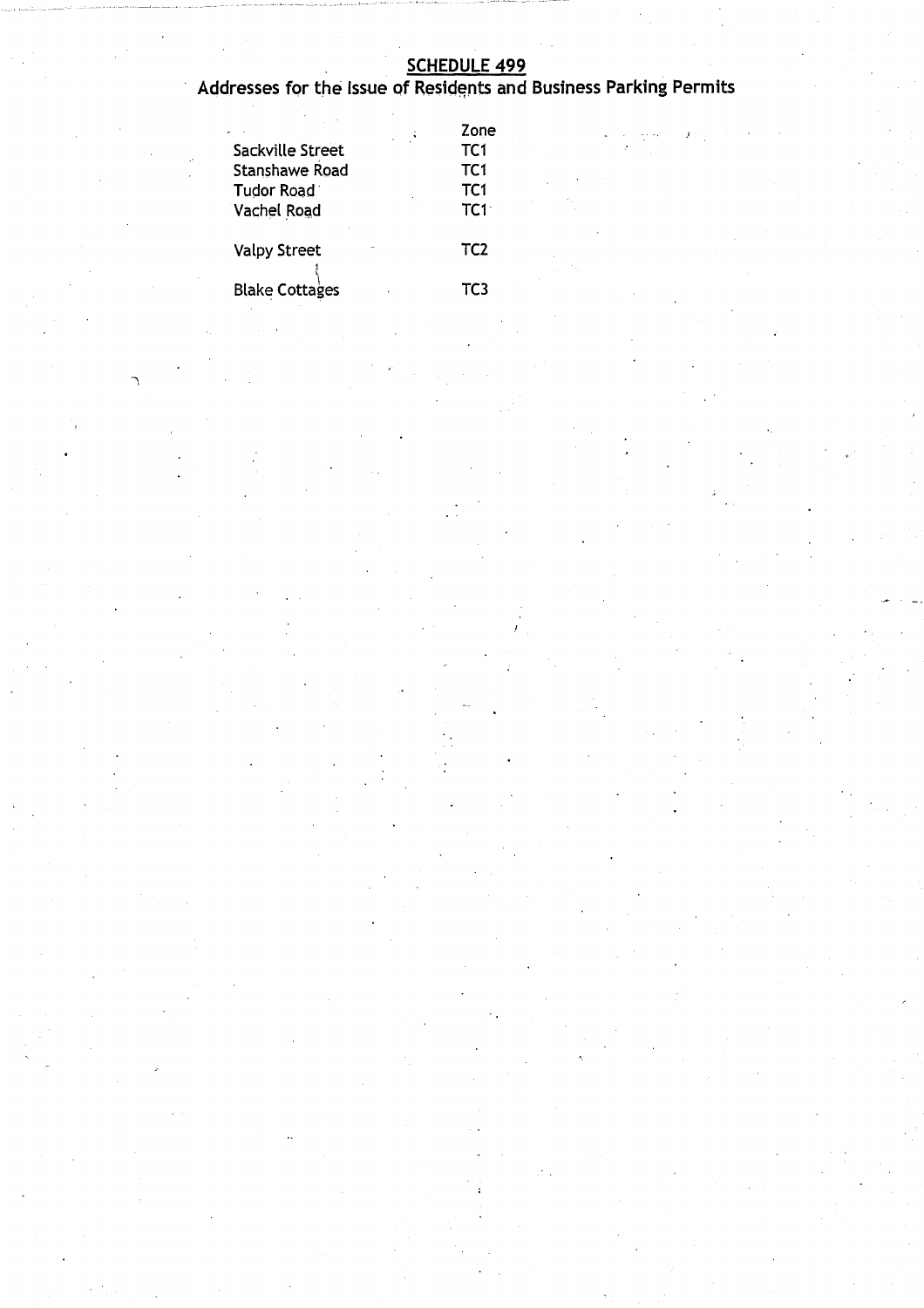# SCHEDULE 499

## Addresses for the Issue of Residents and Business Parking Permits

| | Zone |
|---|---|
| Sackville Street | TC1 |
| Stanshawe Road | TC1 |
| Tudor Road | TC1 |
| Vachel Road | TC1 |
| Valpy Street | TC2 |
| Blake Cottages | TC3 |